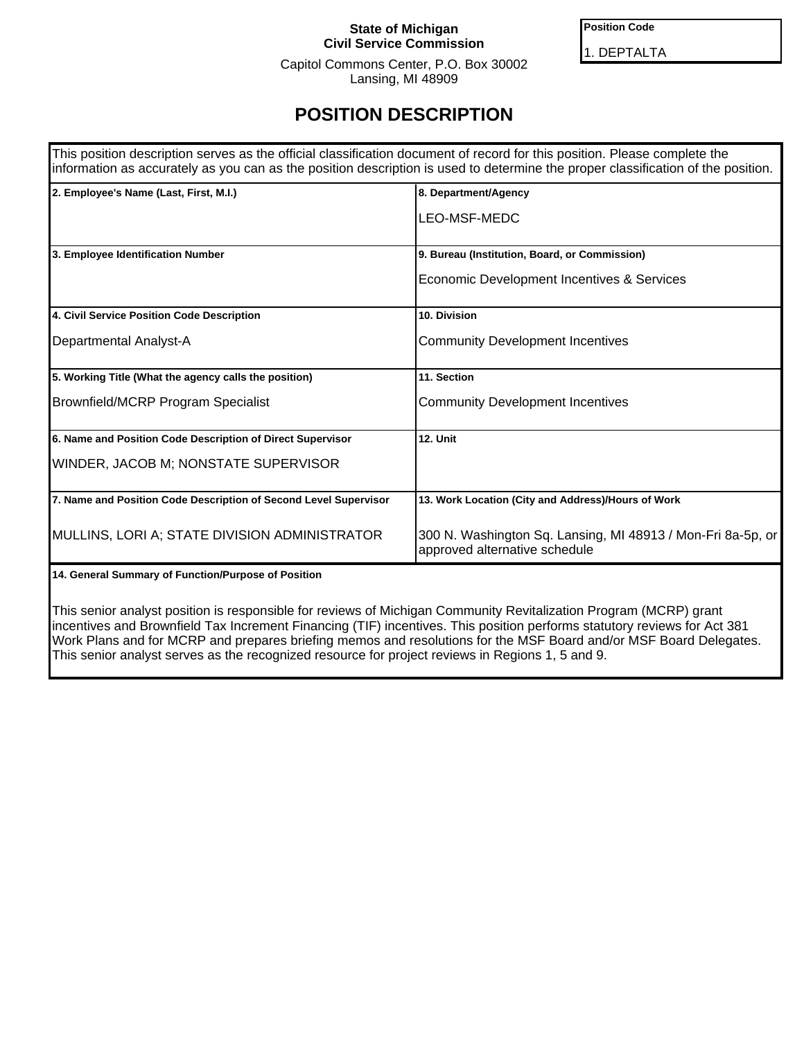**State of Michigan**
**Civil Service Commission**

Capitol Commons Center, P.O. Box 30002
Lansing, MI 48909

| Position Code |
| --- |
| 1. DEPTALTA |

# POSITION DESCRIPTION

This position description serves as the official classification document of record for this position. Please complete the information as accurately as you can as the position description is used to determine the proper classification of the position.

| **2. Employee's Name (Last, First, M.I.)** | **8. Department/Agency** |
| --- | --- |
| | LEO-MSF-MEDC |
| **3. Employee Identification Number** | **9. Bureau (Institution, Board, or Commission)** |
| | Economic Development Incentives & Services |
| **4. Civil Service Position Code Description** | **10. Division** |
| Departmental Analyst-A | Community Development Incentives |
| **5. Working Title (What the agency calls the position)** | **11. Section** |
| Brownfield/MCRP Program Specialist | Community Development Incentives |
| **6. Name and Position Code Description of Direct Supervisor** | **12. Unit** |
| WINDER, JACOB M; NONSTATE SUPERVISOR | |
| **7. Name and Position Code Description of Second Level Supervisor** | **13. Work Location (City and Address)/Hours of Work** |
| MULLINS, LORI A; STATE DIVISION ADMINISTRATOR | 300 N. Washington Sq. Lansing, MI 48913 / Mon-Fri 8a-5p, or approved alternative schedule |

**14. General Summary of Function/Purpose of Position**

This senior analyst position is responsible for reviews of Michigan Community Revitalization Program (MCRP) grant incentives and Brownfield Tax Increment Financing (TIF) incentives. This position performs statutory reviews for Act 381 Work Plans and for MCRP and prepares briefing memos and resolutions for the MSF Board and/or MSF Board Delegates. This senior analyst serves as the recognized resource for project reviews in Regions 1, 5 and 9.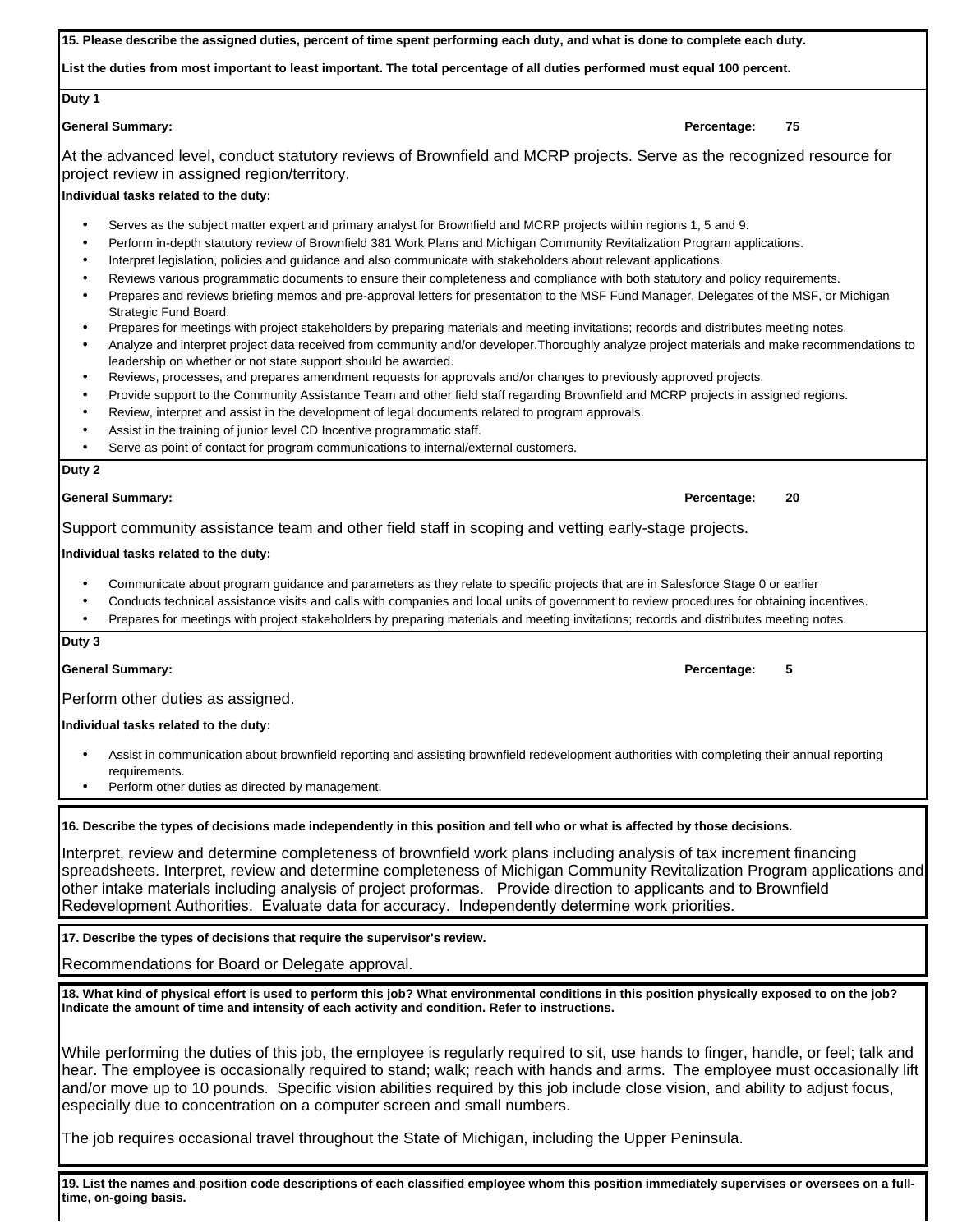**15. Please describe the assigned duties, percent of time spent performing each duty, and what is done to complete each duty.**

**List the duties from most important to least important. The total percentage of all duties performed must equal 100 percent.**

**Duty 1**

**General Summary:** **Percentage: 75**

At the advanced level, conduct statutory reviews of Brownfield and MCRP projects. Serve as the recognized resource for project review in assigned region/territory.

**Individual tasks related to the duty:**

- Serves as the subject matter expert and primary analyst for Brownfield and MCRP projects within regions 1, 5 and 9.
- Perform in-depth statutory review of Brownfield 381 Work Plans and Michigan Community Revitalization Program applications.
- Interpret legislation, policies and guidance and also communicate with stakeholders about relevant applications.
- Reviews various programmatic documents to ensure their completeness and compliance with both statutory and policy requirements.
- Prepares and reviews briefing memos and pre-approval letters for presentation to the MSF Fund Manager, Delegates of the MSF, or Michigan Strategic Fund Board.
- Prepares for meetings with project stakeholders by preparing materials and meeting invitations; records and distributes meeting notes.
- Analyze and interpret project data received from community and/or developer.Thoroughly analyze project materials and make recommendations to leadership on whether or not state support should be awarded.
- Reviews, processes, and prepares amendment requests for approvals and/or changes to previously approved projects.
- Provide support to the Community Assistance Team and other field staff regarding Brownfield and MCRP projects in assigned regions.
- Review, interpret and assist in the development of legal documents related to program approvals.
- Assist in the training of junior level CD Incentive programmatic staff.
- Serve as point of contact for program communications to internal/external customers.

**Duty 2**

**General Summary:** **Percentage: 20**

Support community assistance team and other field staff in scoping and vetting early-stage projects.

**Individual tasks related to the duty:**

- Communicate about program guidance and parameters as they relate to specific projects that are in Salesforce Stage 0 or earlier
- Conducts technical assistance visits and calls with companies and local units of government to review procedures for obtaining incentives.
- Prepares for meetings with project stakeholders by preparing materials and meeting invitations; records and distributes meeting notes.

**Duty 3**

**General Summary:** **Percentage: 5**

Perform other duties as assigned.

**Individual tasks related to the duty:**

- Assist in communication about brownfield reporting and assisting brownfield redevelopment authorities with completing their annual reporting requirements.
- Perform other duties as directed by management.

**16. Describe the types of decisions made independently in this position and tell who or what is affected by those decisions.**

Interpret, review and determine completeness of brownfield work plans including analysis of tax increment financing spreadsheets. Interpret, review and determine completeness of Michigan Community Revitalization Program applications and other intake materials including analysis of project proformas. Provide direction to applicants and to Brownfield Redevelopment Authorities. Evaluate data for accuracy. Independently determine work priorities.

**17. Describe the types of decisions that require the supervisor's review.**

Recommendations for Board or Delegate approval.

**18. What kind of physical effort is used to perform this job? What environmental conditions in this position physically exposed to on the job? Indicate the amount of time and intensity of each activity and condition. Refer to instructions.**

While performing the duties of this job, the employee is regularly required to sit, use hands to finger, handle, or feel; talk and hear. The employee is occasionally required to stand; walk; reach with hands and arms. The employee must occasionally lift and/or move up to 10 pounds. Specific vision abilities required by this job include close vision, and ability to adjust focus, especially due to concentration on a computer screen and small numbers.

The job requires occasional travel throughout the State of Michigan, including the Upper Peninsula.

**19. List the names and position code descriptions of each classified employee whom this position immediately supervises or oversees on a full-time, on-going basis.**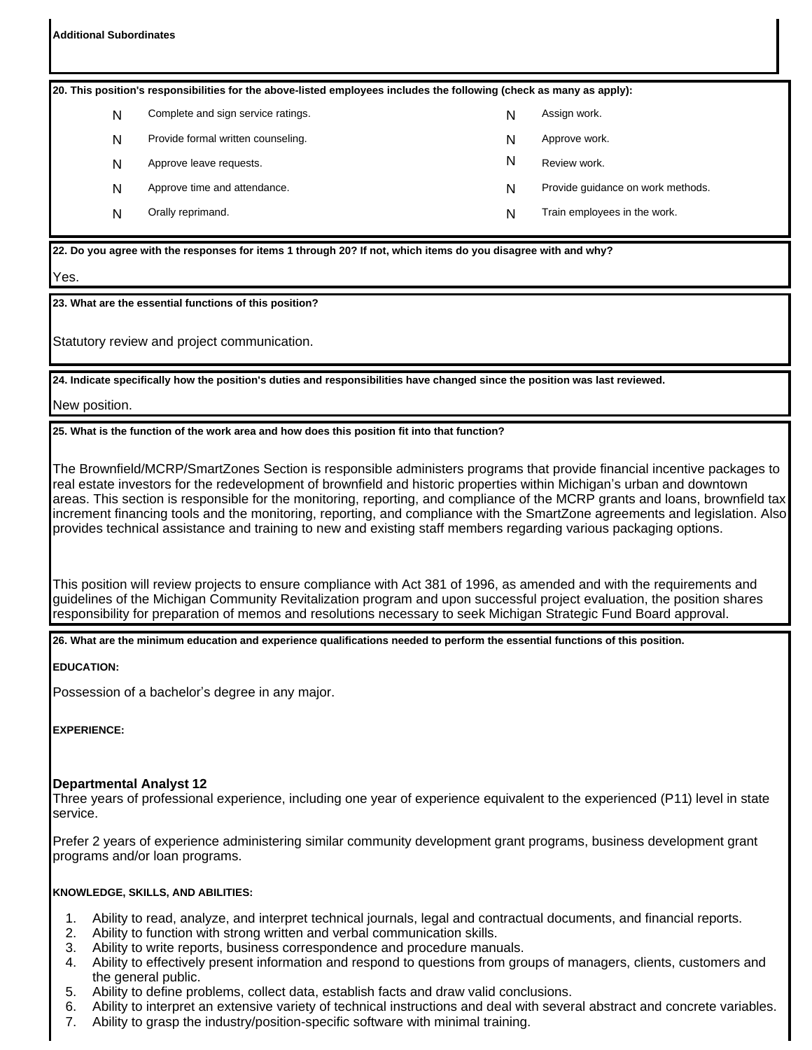**Additional Subordinates**

**20. This position's responsibilities for the above-listed employees includes the following (check as many as apply):**

| | | | |
|---|---|---|---|
| N | Complete and sign service ratings. | N | Assign work. |
| N | Provide formal written counseling. | N | Approve work. |
| N | Approve leave requests. | N | Review work. |
| N | Approve time and attendance. | N | Provide guidance on work methods. |
| N | Orally reprimand. | N | Train employees in the work. |

**22. Do you agree with the responses for items 1 through 20? If not, which items do you disagree with and why?**

Yes.

**23. What are the essential functions of this position?**

Statutory review and project communication.

**24. Indicate specifically how the position's duties and responsibilities have changed since the position was last reviewed.**

New position.

**25. What is the function of the work area and how does this position fit into that function?**

The Brownfield/MCRP/SmartZones Section is responsible administers programs that provide financial incentive packages to real estate investors for the redevelopment of brownfield and historic properties within Michigan's urban and downtown areas. This section is responsible for the monitoring, reporting, and compliance of the MCRP grants and loans, brownfield tax increment financing tools and the monitoring, reporting, and compliance with the SmartZone agreements and legislation. Also provides technical assistance and training to new and existing staff members regarding various packaging options.

This position will review projects to ensure compliance with Act 381 of 1996, as amended and with the requirements and guidelines of the Michigan Community Revitalization program and upon successful project evaluation, the position shares responsibility for preparation of memos and resolutions necessary to seek Michigan Strategic Fund Board approval.

**26. What are the minimum education and experience qualifications needed to perform the essential functions of this position.**

**EDUCATION:**

Possession of a bachelor's degree in any major.

**EXPERIENCE:**

**Departmental Analyst 12**
Three years of professional experience, including one year of experience equivalent to the experienced (P11) level in state service.

Prefer 2 years of experience administering similar community development grant programs, business development grant programs and/or loan programs.

**KNOWLEDGE, SKILLS, AND ABILITIES:**

1. Ability to read, analyze, and interpret technical journals, legal and contractual documents, and financial reports.
2. Ability to function with strong written and verbal communication skills.
3. Ability to write reports, business correspondence and procedure manuals.
4. Ability to effectively present information and respond to questions from groups of managers, clients, customers and the general public.
5. Ability to define problems, collect data, establish facts and draw valid conclusions.
6. Ability to interpret an extensive variety of technical instructions and deal with several abstract and concrete variables.
7. Ability to grasp the industry/position-specific software with minimal training.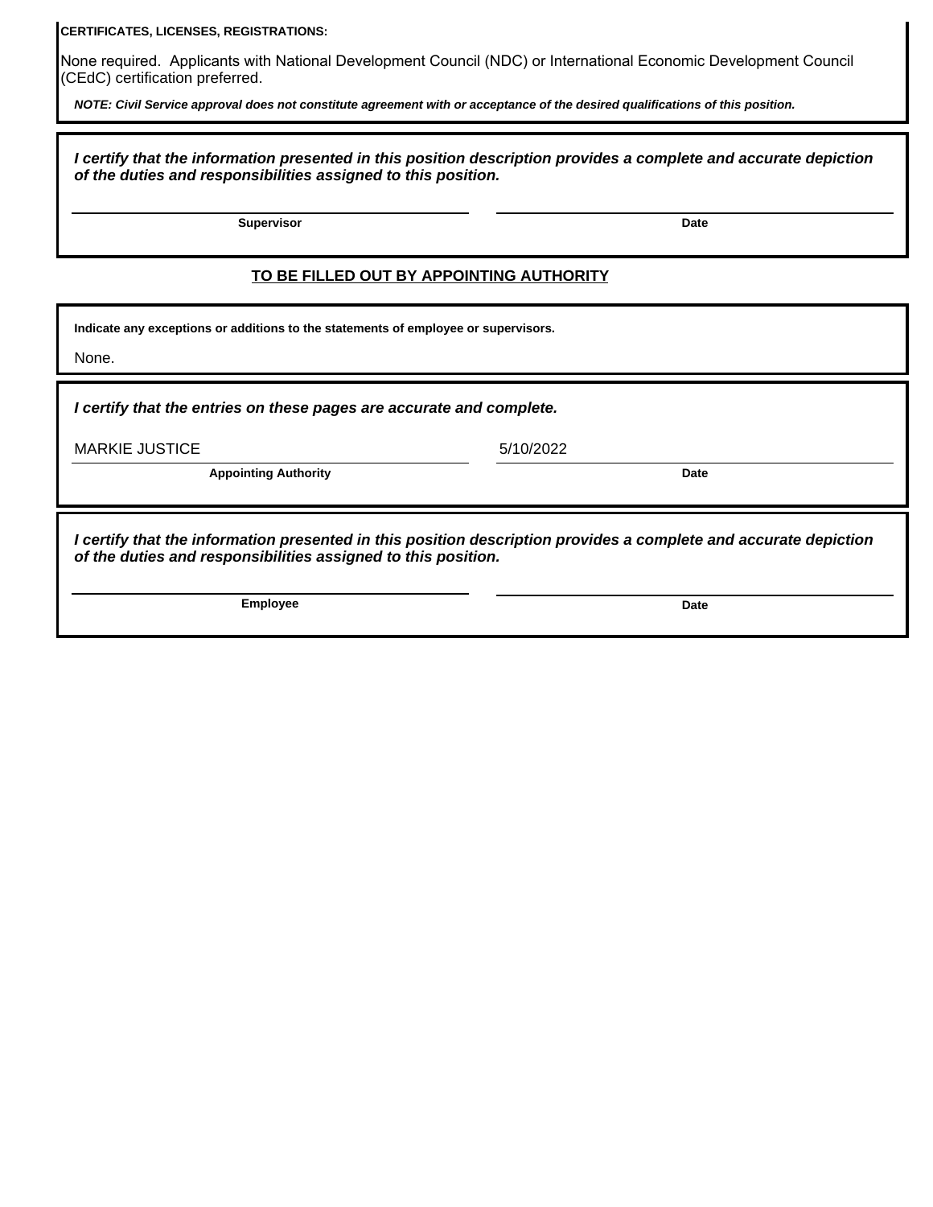**CERTIFICATES, LICENSES, REGISTRATIONS:**

None required. Applicants with National Development Council (NDC) or International Economic Development Council (CEdC) certification preferred.

***NOTE: Civil Service approval does not constitute agreement with or acceptance of the desired qualifications of this position.***

***I certify that the information presented in this position description provides a complete and accurate depiction of the duties and responsibilities assigned to this position.***

| | |
|---|---|
| **Supervisor** | **Date** |

## TO BE FILLED OUT BY APPOINTING AUTHORITY

**Indicate any exceptions or additions to the statements of employee or supervisors.**

None.

***I certify that the entries on these pages are accurate and complete.***

| | |
|---|---|
| MARKIE JUSTICE | 5/10/2022 |
| **Appointing Authority** | **Date** |

***I certify that the information presented in this position description provides a complete and accurate depiction of the duties and responsibilities assigned to this position.***

| | |
|---|---|
| **Employee** | **Date** |